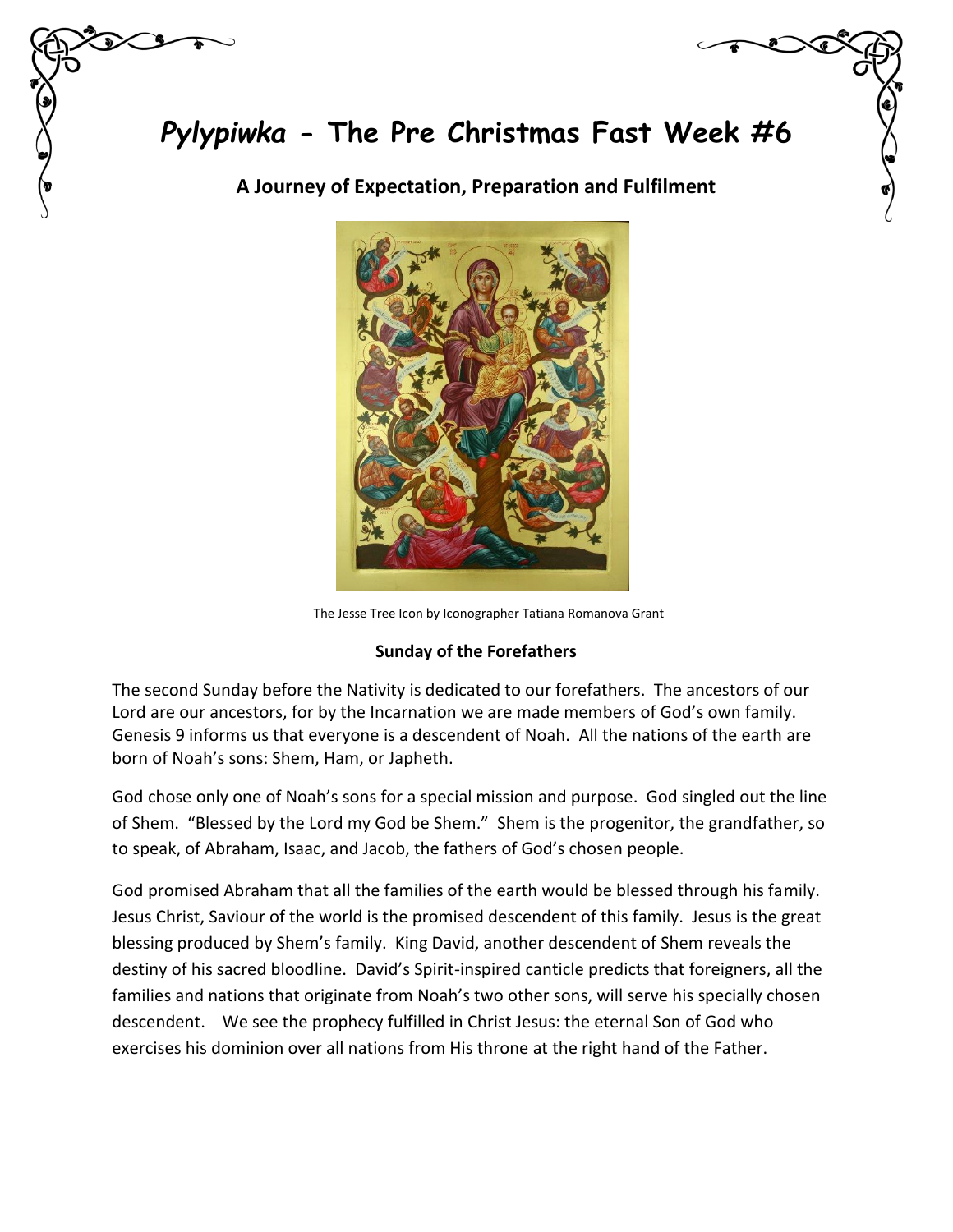# *Pylypiwka* - The Pre Christmas Fast Week #6

## A Journey of Expectation, Preparation and Fulfilment

The Jesse Tree Icon by Iconographer Tatiana Romanova Grant

### Sunday of the Forefathers

The second Sunday before the Nativity is dedicated to our forefathers. The ancestors of our Lord are our ancestors, for by the Incarnation we are made members of God's own family. Genesis 9 informs us that everyone is a descendent of Noah. All the nations of the earth are born of Noah's sons: Shem, Ham, or Japheth.

God chose only one of Noah's sons for a special mission and purpose. God singled out the line of Shem. "Blessed by the Lord my God be Shem." Shem is the progenitor, the grandfather, so to speak, of Abraham, Isaac, and Jacob, the fathers of God's chosen people.

God promised Abraham that all the families of the earth would be blessed through his family. Jesus Christ, Saviour of the world is the promised descendent of this family. Jesus is the great blessing produced by Shem's family. King David, another descendent of Shem reveals the destiny of his sacred bloodline. David's Spirit-inspired canticle predicts that foreigners, all the families and nations that originate from Noah's two other sons, will serve his specially chosen descendent. We see the prophecy fulfilled in Christ Jesus: the eternal Son of God who exercises his dominion over all nations from His throne at the right hand of the Father.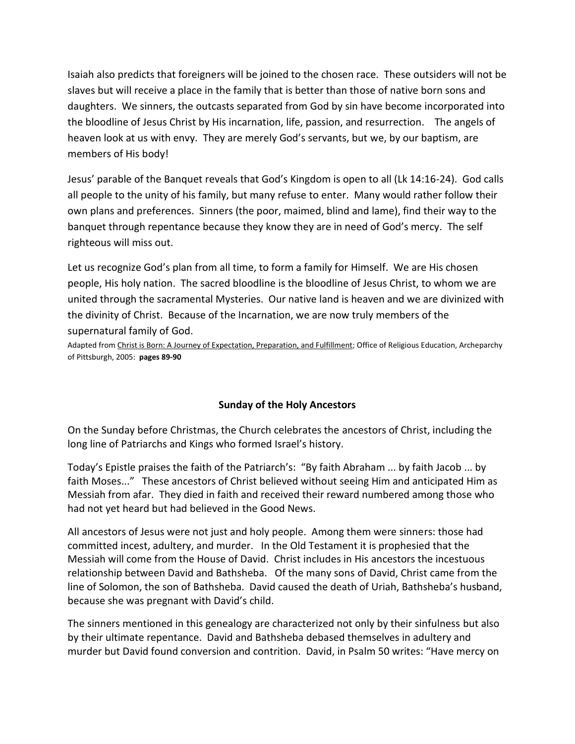Isaiah also predicts that foreigners will be joined to the chosen race. These outsiders will not be slaves but will receive a place in the family that is better than those of native born sons and daughters. We sinners, the outcasts separated from God by sin have become incorporated into the bloodline of Jesus Christ by His incarnation, life, passion, and resurrection. The angels of heaven look at us with envy. They are merely God's servants, but we, by our baptism, are members of His body!

Jesus' parable of the Banquet reveals that God's Kingdom is open to all (Lk 14:16-24). God calls all people to the unity of his family, but many refuse to enter. Many would rather follow their own plans and preferences. Sinners (the poor, maimed, blind and lame), find their way to the banquet through repentance because they know they are in need of God's mercy. The self righteous will miss out.

Let us recognize God's plan from all time, to form a family for Himself. We are His chosen people, His holy nation. The sacred bloodline is the bloodline of Jesus Christ, to whom we are united through the sacramental Mysteries. Our native land is heaven and we are divinized with the divinity of Christ. Because of the Incarnation, we are now truly members of the supernatural family of God.

Adapted from Christ is Born: A Journey of Expectation, Preparation, and Fulfillment; Office of Religious Education, Archeparchy of Pittsburgh, 2005: **pages 89-90**

## Sunday of the Holy Ancestors

On the Sunday before Christmas, the Church celebrates the ancestors of Christ, including the long line of Patriarchs and Kings who formed Israel's history.

Today's Epistle praises the faith of the Patriarch's: "By faith Abraham ... by faith Jacob ... by faith Moses..." These ancestors of Christ believed without seeing Him and anticipated Him as Messiah from afar. They died in faith and received their reward numbered among those who had not yet heard but had believed in the Good News.

All ancestors of Jesus were not just and holy people. Among them were sinners: those had committed incest, adultery, and murder. In the Old Testament it is prophesied that the Messiah will come from the House of David. Christ includes in His ancestors the incestuous relationship between David and Bathsheba. Of the many sons of David, Christ came from the line of Solomon, the son of Bathsheba. David caused the death of Uriah, Bathsheba's husband, because she was pregnant with David's child.

The sinners mentioned in this genealogy are characterized not only by their sinfulness but also by their ultimate repentance. David and Bathsheba debased themselves in adultery and murder but David found conversion and contrition. David, in Psalm 50 writes: "Have mercy on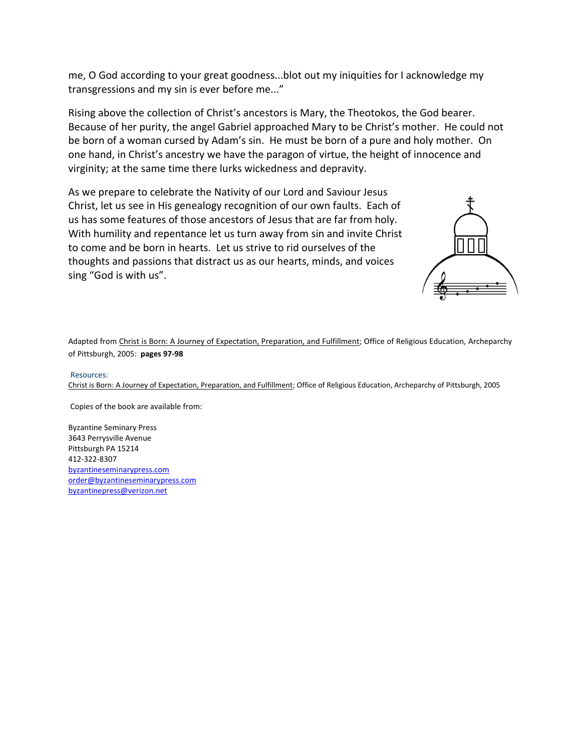me, O God according to your great goodness...blot out my iniquities for I acknowledge my transgressions and my sin is ever before me..."

Rising above the collection of Christ's ancestors is Mary, the Theotokos, the God bearer. Because of her purity, the angel Gabriel approached Mary to be Christ's mother. He could not be born of a woman cursed by Adam's sin. He must be born of a pure and holy mother. On one hand, in Christ's ancestry we have the paragon of virtue, the height of innocence and virginity; at the same time there lurks wickedness and depravity.

As we prepare to celebrate the Nativity of our Lord and Saviour Jesus Christ, let us see in His genealogy recognition of our own faults. Each of us has some features of those ancestors of Jesus that are far from holy. With humility and repentance let us turn away from sin and invite Christ to come and be born in hearts. Let us strive to rid ourselves of the thoughts and passions that distract us as our hearts, minds, and voices sing "God is with us".

Adapted from Christ is Born: A Journey of Expectation, Preparation, and Fulfillment; Office of Religious Education, Archeparchy of Pittsburgh, 2005: **pages 97-98**

Resources:
Christ is Born: A Journey of Expectation, Preparation, and Fulfillment; Office of Religious Education, Archeparchy of Pittsburgh, 2005

Copies of the book are available from:

Byzantine Seminary Press
3643 Perrysville Avenue
Pittsburgh PA 15214
412-322-8307
byzantineseminarypress.com
order@byzantineseminarypress.com
byzantinepress@verizon.net